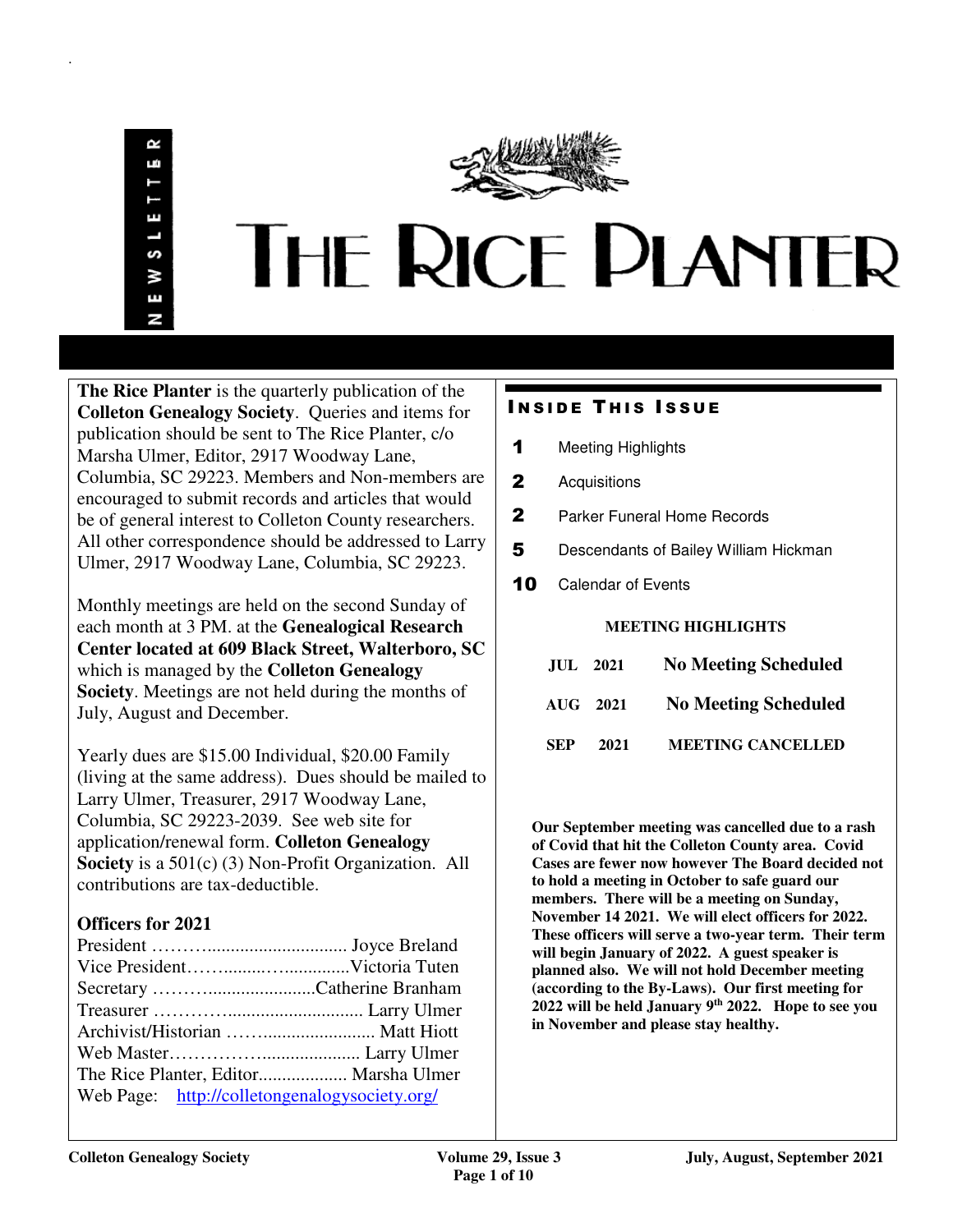# THE RICE PLANTER

NEWSLETTER

**The Rice Planter** is the quarterly publication of the **Colleton Genealogy Society**. Queries and items for publication should be sent to The Rice Planter, c/o Marsha Ulmer, Editor, 2917 Woodway Lane, Columbia, SC 29223. Members and Non-members are encouraged to submit records and articles that would be of general interest to Colleton County researchers. All other correspondence should be addressed to Larry Ulmer, 2917 Woodway Lane, Columbia, SC 29223.

Monthly meetings are held on the second Sunday of each month at 3 PM. at the **Genealogical Research Center located at 609 Black Street, Walterboro, SC** which is managed by the **Colleton Genealogy Society**. Meetings are not held during the months of July, August and December.

Yearly dues are $15.00 Individual, $20.00 Family (living at the same address). Dues should be mailed to Larry Ulmer, Treasurer, 2917 Woodway Lane, Columbia, SC 29223-2039. See web site for application/renewal form. **Colleton Genealogy Society** is a 501(c) (3) Non-Profit Organization. All contributions are tax-deductible.

## Officers for 2021

President ……….............................. Joyce Breland
Vice President…….......…..............Victoria Tuten
Secretary ……….......................Catherine Branham
Treasurer ………….......................... Larry Ulmer
Archivist/Historian …….................... Matt Hiott
Web Master……………..................... Larry Ulmer
The Rice Planter, Editor.................. Marsha Ulmer
Web Page: http://colletongenalogysociety.org/

## Inside This Issue

- 1 Meeting Highlights
- 2 Acquisitions
- 2 Parker Funeral Home Records
- 5 Descendants of Bailey William Hickman
- 10 Calendar of Events

## MEETING HIGHLIGHTS

| | | |
|---|---|---|
| JUL | 2021 | **No Meeting Scheduled** |
| AUG | 2021 | **No Meeting Scheduled** |
| SEP | 2021 | **MEETING CANCELLED** |

**Our September meeting was cancelled due to a rash of Covid that hit the Colleton County area. Covid Cases are fewer now however The Board decided not to hold a meeting in October to safe guard our members. There will be a meeting on Sunday, November 14 2021. We will elect officers for 2022. These officers will serve a two-year term. Their term will begin January of 2022. A guest speaker is planned also. We will not hold December meeting (according to the By-Laws). Our first meeting for 2022 will be held January 9th 2022. Hope to see you in November and please stay healthy.**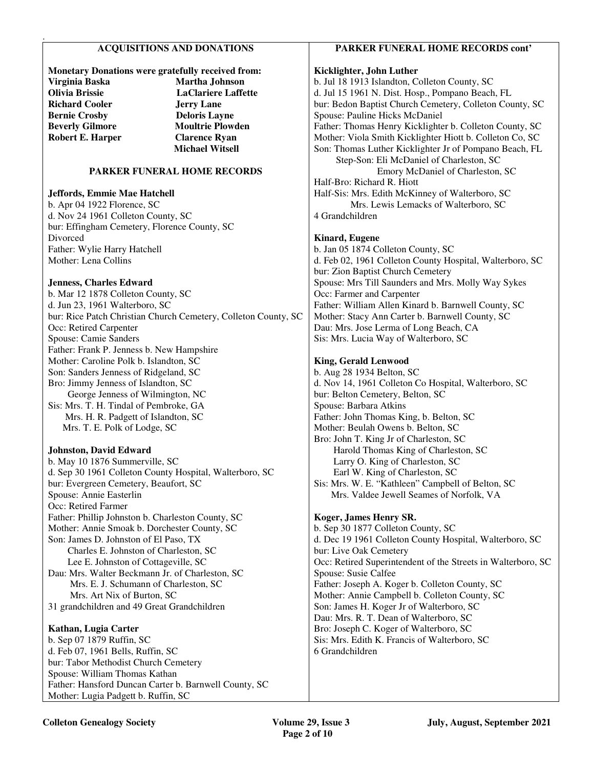## ACQUISITIONS AND DONATIONS

**Monetary Donations were gratefully received from:**

| | |
|---|---|
| **Virginia Baska** | **Martha Johnson** |
| **Olivia Brissie** | **LaClariere Laffette** |
| **Richard Cooler** | **Jerry Lane** |
| **Bernie Crosby** | **Deloris Layne** |
| **Beverly Gilmore** | **Moultrie Plowden** |
| **Robert E. Harper** | **Clarence Ryan** |
| | **Michael Witsell** |

## PARKER FUNERAL HOME RECORDS

**Jeffords, Emmie Mae Hatchell**
b. Apr 04 1922 Florence, SC
d. Nov 24 1961 Colleton County, SC
bur: Effingham Cemetery, Florence County, SC
Divorced
Father: Wylie Harry Hatchell
Mother: Lena Collins

**Jenness, Charles Edward**
b. Mar 12 1878 Colleton County, SC
d. Jun 23, 1961 Walterboro, SC
bur: Rice Patch Christian Church Cemetery, Colleton County, SC
Occ: Retired Carpenter
Spouse: Camie Sanders
Father: Frank P. Jenness b. New Hampshire
Mother: Caroline Polk b. Islandton, SC
Son: Sanders Jenness of Ridgeland, SC
Bro: Jimmy Jenness of Islandton, SC
George Jenness of Wilmington, NC
Sis: Mrs. T. H. Tindal of Pembroke, GA
Mrs. H. R. Padgett of Islandton, SC
Mrs. T. E. Polk of Lodge, SC

**Johnston, David Edward**
b. May 10 1876 Summerville, SC
d. Sep 30 1961 Colleton County Hospital, Walterboro, SC
bur: Evergreen Cemetery, Beaufort, SC
Spouse: Annie Easterlin
Occ: Retired Farmer
Father: Phillip Johnston b. Charleston County, SC
Mother: Annie Smoak b. Dorchester County, SC
Son: James D. Johnston of El Paso, TX
Charles E. Johnston of Charleston, SC
Lee E. Johnston of Cottageville, SC
Dau: Mrs. Walter Beckmann Jr. of Charleston, SC
Mrs. E. J. Schumann of Charleston, SC
Mrs. Art Nix of Burton, SC
31 grandchildren and 49 Great Grandchildren

**Kathan, Lugia Carter**
b. Sep 07 1879 Ruffin, SC
d. Feb 07, 1961 Bells, Ruffin, SC
bur: Tabor Methodist Church Cemetery
Spouse: William Thomas Kathan
Father: Hansford Duncan Carter b. Barnwell County, SC
Mother: Lugia Padgett b. Ruffin, SC

## PARKER FUNERAL HOME RECORDS cont'

**Kicklighter, John Luther**
b. Jul 18 1913 Islandton, Colleton County, SC
d. Jul 15 1961 N. Dist. Hosp., Pompano Beach, FL
bur: Bedon Baptist Church Cemetery, Colleton County, SC
Spouse: Pauline Hicks McDaniel
Father: Thomas Henry Kicklighter b. Colleton County, SC
Mother: Viola Smith Kicklighter Hiott b. Colleton Co, SC
Son: Thomas Luther Kicklighter Jr of Pompano Beach, FL
Step-Son: Eli McDaniel of Charleston, SC
Emory McDaniel of Charleston, SC
Half-Bro: Richard R. Hiott
Half-Sis: Mrs. Edith McKinney of Walterboro, SC
Mrs. Lewis Lemacks of Walterboro, SC
4 Grandchildren

**Kinard, Eugene**
b. Jan 05 1874 Colleton County, SC
d. Feb 02, 1961 Colleton County Hospital, Walterboro, SC
bur: Zion Baptist Church Cemetery
Spouse: Mrs Till Saunders and Mrs. Molly Way Sykes
Occ: Farmer and Carpenter
Father: William Allen Kinard b. Barnwell County, SC
Mother: Stacy Ann Carter b. Barnwell County, SC
Dau: Mrs. Jose Lerma of Long Beach, CA
Sis: Mrs. Lucia Way of Walterboro, SC

**King, Gerald Lenwood**
b. Aug 28 1934 Belton, SC
d. Nov 14, 1961 Colleton Co Hospital, Walterboro, SC
bur: Belton Cemetery, Belton, SC
Spouse: Barbara Atkins
Father: John Thomas King, b. Belton, SC
Mother: Beulah Owens b. Belton, SC
Bro: John T. King Jr of Charleston, SC
Harold Thomas King of Charleston, SC
Larry O. King of Charleston, SC
Earl W. King of Charleston, SC
Sis: Mrs. W. E. "Kathleen" Campbell of Belton, SC
Mrs. Valdee Jewell Seames of Norfolk, VA

**Koger, James Henry SR.**
b. Sep 30 1877 Colleton County, SC
d. Dec 19 1961 Colleton County Hospital, Walterboro, SC
bur: Live Oak Cemetery
Occ: Retired Superintendent of the Streets in Walterboro, SC
Spouse: Susie Calfee
Father: Joseph A. Koger b. Colleton County, SC
Mother: Annie Campbell b. Colleton County, SC
Son: James H. Koger Jr of Walterboro, SC
Dau: Mrs. R. T. Dean of Walterboro, SC
Bro: Joseph C. Koger of Walterboro, SC
Sis: Mrs. Edith K. Francis of Walterboro, SC
6 Grandchildren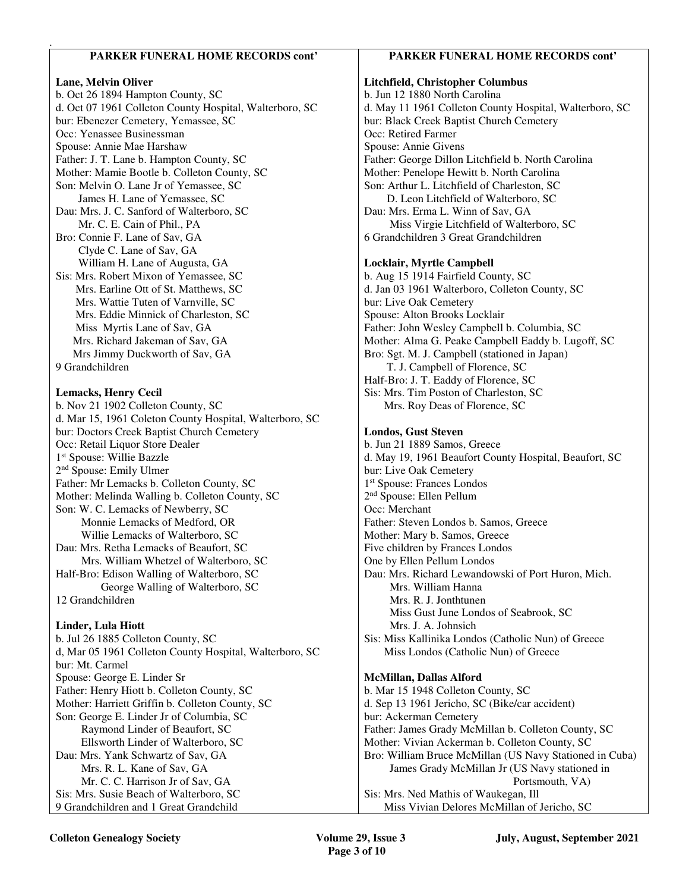## PARKER FUNERAL HOME RECORDS cont'

**Lane, Melvin Oliver**
b. Oct 26 1894 Hampton County, SC
d. Oct 07 1961 Colleton County Hospital, Walterboro, SC
bur: Ebenezer Cemetery, Yemassee, SC
Occ: Yenassee Businessman
Spouse: Annie Mae Harshaw
Father: J. T. Lane b. Hampton County, SC
Mother: Mamie Bootle b. Colleton County, SC
Son: Melvin O. Lane Jr of Yemassee, SC
James H. Lane of Yemassee, SC
Dau: Mrs. J. C. Sanford of Walterboro, SC
Mr. C. E. Cain of Phil., PA
Bro: Connie F. Lane of Sav, GA
Clyde C. Lane of Sav, GA
William H. Lane of Augusta, GA
Sis: Mrs. Robert Mixon of Yemassee, SC
Mrs. Earline Ott of St. Matthews, SC
Mrs. Wattie Tuten of Varnville, SC
Mrs. Eddie Minnick of Charleston, SC
Miss Myrtis Lane of Sav, GA
Mrs. Richard Jakeman of Sav, GA
Mrs Jimmy Duckworth of Sav, GA
9 Grandchildren

**Lemacks, Henry Cecil**
b. Nov 21 1902 Colleton County, SC
d. Mar 15, 1961 Coleton County Hospital, Walterboro, SC
bur: Doctors Creek Baptist Church Cemetery
Occ: Retail Liquor Store Dealer
1st Spouse: Willie Bazzle
2nd Spouse: Emily Ulmer
Father: Mr Lemacks b. Colleton County, SC
Mother: Melinda Walling b. Colleton County, SC
Son: W. C. Lemacks of Newberry, SC
Monnie Lemacks of Medford, OR
Willie Lemacks of Walterboro, SC
Dau: Mrs. Retha Lemacks of Beaufort, SC
Mrs. William Whetzel of Walterboro, SC
Half-Bro: Edison Walling of Walterboro, SC
George Walling of Walterboro, SC
12 Grandchildren

**Linder, Lula Hiott**
b. Jul 26 1885 Colleton County, SC
d, Mar 05 1961 Colleton County Hospital, Walterboro, SC
bur: Mt. Carmel
Spouse: George E. Linder Sr
Father: Henry Hiott b. Colleton County, SC
Mother: Harriett Griffin b. Colleton County, SC
Son: George E. Linder Jr of Columbia, SC
Raymond Linder of Beaufort, SC
Ellsworth Linder of Walterboro, SC
Dau: Mrs. Yank Schwartz of Sav, GA
Mrs. R. L. Kane of Sav, GA
Mr. C. C. Harrison Jr of Sav, GA
Sis: Mrs. Susie Beach of Walterboro, SC
9 Grandchildren and 1 Great Grandchild

**Litchfield, Christopher Columbus**
b. Jun 12 1880 North Carolina
d. May 11 1961 Colleton County Hospital, Walterboro, SC
bur: Black Creek Baptist Church Cemetery
Occ: Retired Farmer
Spouse: Annie Givens
Father: George Dillon Litchfield b. North Carolina
Mother: Penelope Hewitt b. North Carolina
Son: Arthur L. Litchfield of Charleston, SC
D. Leon Litchfield of Walterboro, SC
Dau: Mrs. Erma L. Winn of Sav, GA
Miss Virgie Litchfield of Walterboro, SC
6 Grandchildren 3 Great Grandchildren

**Locklair, Myrtle Campbell**
b. Aug 15 1914 Fairfield County, SC
d. Jan 03 1961 Walterboro, Colleton County, SC
bur: Live Oak Cemetery
Spouse: Alton Brooks Locklair
Father: John Wesley Campbell b. Columbia, SC
Mother: Alma G. Peake Campbell Eaddy b. Lugoff, SC
Bro: Sgt. M. J. Campbell (stationed in Japan)
T. J. Campbell of Florence, SC
Half-Bro: J. T. Eaddy of Florence, SC
Sis: Mrs. Tim Poston of Charleston, SC
Mrs. Roy Deas of Florence, SC

**Londos, Gust Steven**
b. Jun 21 1889 Samos, Greece
d. May 19, 1961 Beaufort County Hospital, Beaufort, SC
bur: Live Oak Cemetery
1st Spouse: Frances Londos
2nd Spouse: Ellen Pellum
Occ: Merchant
Father: Steven Londos b. Samos, Greece
Mother: Mary b. Samos, Greece
Five children by Frances Londos
One by Ellen Pellum Londos
Dau: Mrs. Richard Lewandowski of Port Huron, Mich.
Mrs. William Hanna
Mrs. R. J. Jonthtunen
Miss Gust June Londos of Seabrook, SC
Mrs. J. A. Johnsich
Sis: Miss Kallinika Londos (Catholic Nun) of Greece
Miss Londos (Catholic Nun) of Greece

**McMillan, Dallas Alford**
b. Mar 15 1948 Colleton County, SC
d. Sep 13 1961 Jericho, SC (Bike/car accident)
bur: Ackerman Cemetery
Father: James Grady McMillan b. Colleton County, SC
Mother: Vivian Ackerman b. Colleton County, SC
Bro: William Bruce McMillan (US Navy Stationed in Cuba)
James Grady McMillan Jr (US Navy stationed in Portsmouth, VA)
Sis: Mrs. Ned Mathis of Waukegan, Ill
Miss Vivian Delores McMillan of Jericho, SC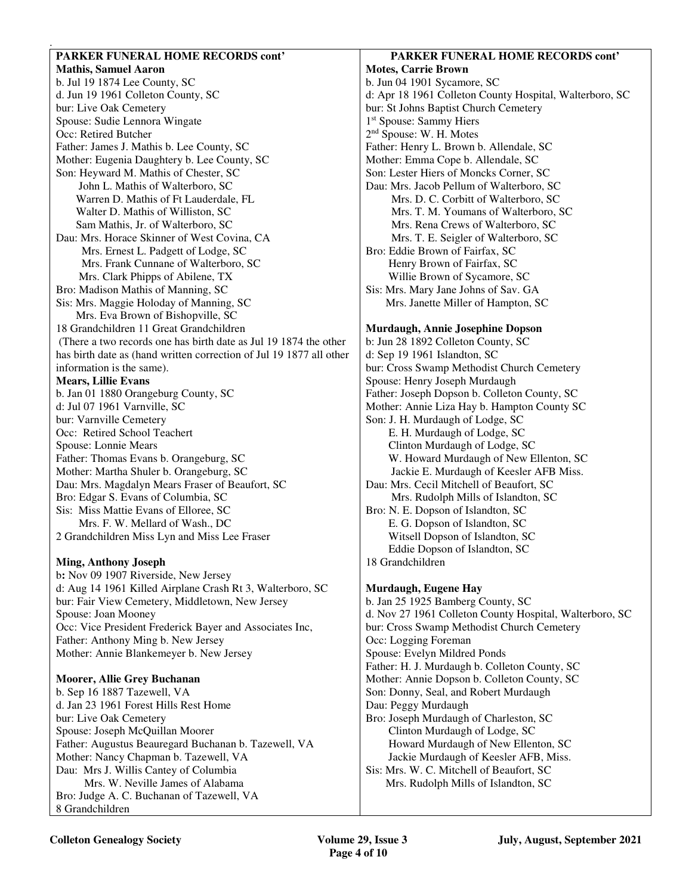## PARKER FUNERAL HOME RECORDS cont'

**Mathis, Samuel Aaron**
b. Jul 19 1874 Lee County, SC
d. Jun 19 1961 Colleton County, SC
bur: Live Oak Cemetery
Spouse: Sudie Lennora Wingate
Occ: Retired Butcher
Father: James J. Mathis b. Lee County, SC
Mother: Eugenia Daughtery b. Lee County, SC
Son: Heyward M. Mathis of Chester, SC
John L. Mathis of Walterboro, SC
Warren D. Mathis of Ft Lauderdale, FL
Walter D. Mathis of Williston, SC
Sam Mathis, Jr. of Walterboro, SC
Dau: Mrs. Horace Skinner of West Covina, CA
Mrs. Ernest L. Padgett of Lodge, SC
Mrs. Frank Cunnane of Walterboro, SC
Mrs. Clark Phipps of Abilene, TX
Bro: Madison Mathis of Manning, SC
Sis: Mrs. Maggie Holoday of Manning, SC
Mrs. Eva Brown of Bishopville, SC
18 Grandchildren 11 Great Grandchildren
(There a two records one has birth date as Jul 19 1874 the other has birth date as (hand written correction of Jul 19 1877 all other information is the same).

**Mears, Lillie Evans**
b. Jan 01 1880 Orangeburg County, SC
d: Jul 07 1961 Varnville, SC
bur: Varnville Cemetery
Occ: Retired School Teachert
Spouse: Lonnie Mears
Father: Thomas Evans b. Orangeburg, SC
Mother: Martha Shuler b. Orangeburg, SC
Dau: Mrs. Magdalyn Mears Fraser of Beaufort, SC
Bro: Edgar S. Evans of Columbia, SC
Sis: Miss Mattie Evans of Elloree, SC
Mrs. F. W. Mellard of Wash., DC
2 Grandchildren Miss Lyn and Miss Lee Fraser

**Ming, Anthony Joseph**
b: Nov 09 1907 Riverside, New Jersey
d: Aug 14 1961 Killed Airplane Crash Rt 3, Walterboro, SC
bur: Fair View Cemetery, Middletown, New Jersey
Spouse: Joan Mooney
Occ: Vice President Frederick Bayer and Associates Inc,
Father: Anthony Ming b. New Jersey
Mother: Annie Blankemeyer b. New Jersey

**Moorer, Allie Grey Buchanan**
b. Sep 16 1887 Tazewell, VA
d. Jan 23 1961 Forest Hills Rest Home
bur: Live Oak Cemetery
Spouse: Joseph McQuillan Moorer
Father: Augustus Beauregard Buchanan b. Tazewell, VA
Mother: Nancy Chapman b. Tazewell, VA
Dau: Mrs J. Willis Cantey of Columbia
Mrs. W. Neville James of Alabama
Bro: Judge A. C. Buchanan of Tazewell, VA
8 Grandchildren

## PARKER FUNERAL HOME RECORDS cont'

**Motes, Carrie Brown**
b. Jun 04 1901 Sycamore, SC
d: Apr 18 1961 Colleton County Hospital, Walterboro, SC
bur: St Johns Baptist Church Cemetery
1st Spouse: Sammy Hiers
2nd Spouse: W. H. Motes
Father: Henry L. Brown b. Allendale, SC
Mother: Emma Cope b. Allendale, SC
Son: Lester Hiers of Moncks Corner, SC
Dau: Mrs. Jacob Pellum of Walterboro, SC
Mrs. D. C. Corbitt of Walterboro, SC
Mrs. T. M. Youmans of Walterboro, SC
Mrs. Rena Crews of Walterboro, SC
Mrs. T. E. Seigler of Walterboro, SC
Bro: Eddie Brown of Fairfax, SC
Henry Brown of Fairfax, SC
Willie Brown of Sycamore, SC
Sis: Mrs. Mary Jane Johns of Sav. GA
Mrs. Janette Miller of Hampton, SC

**Murdaugh, Annie Josephine Dopson**
b: Jun 28 1892 Colleton County, SC
d: Sep 19 1961 Islandton, SC
bur: Cross Swamp Methodist Church Cemetery
Spouse: Henry Joseph Murdaugh
Father: Joseph Dopson b. Colleton County, SC
Mother: Annie Liza Hay b. Hampton County SC
Son: J. H. Murdaugh of Lodge, SC
E. H. Murdaugh of Lodge, SC
Clinton Murdaugh of Lodge, SC
W. Howard Murdaugh of New Ellenton, SC
Jackie E. Murdaugh of Keesler AFB Miss.
Dau: Mrs. Cecil Mitchell of Beaufort, SC
Mrs. Rudolph Mills of Islandton, SC
Bro: N. E. Dopson of Islandton, SC
E. G. Dopson of Islandton, SC
Witsell Dopson of Islandton, SC
Eddie Dopson of Islandton, SC
18 Grandchildren

**Murdaugh, Eugene Hay**
b. Jan 25 1925 Bamberg County, SC
d. Nov 27 1961 Colleton County Hospital, Walterboro, SC
bur: Cross Swamp Methodist Church Cemetery
Occ: Logging Foreman
Spouse: Evelyn Mildred Ponds
Father: H. J. Murdaugh b. Colleton County, SC
Mother: Annie Dopson b. Colleton County, SC
Son: Donny, Seal, and Robert Murdaugh
Dau: Peggy Murdaugh
Bro: Joseph Murdaugh of Charleston, SC
Clinton Murdaugh of Lodge, SC
Howard Murdaugh of New Ellenton, SC
Jackie Murdaugh of Keesler AFB, Miss.
Sis: Mrs. W. C. Mitchell of Beaufort, SC
Mrs. Rudolph Mills of Islandton, SC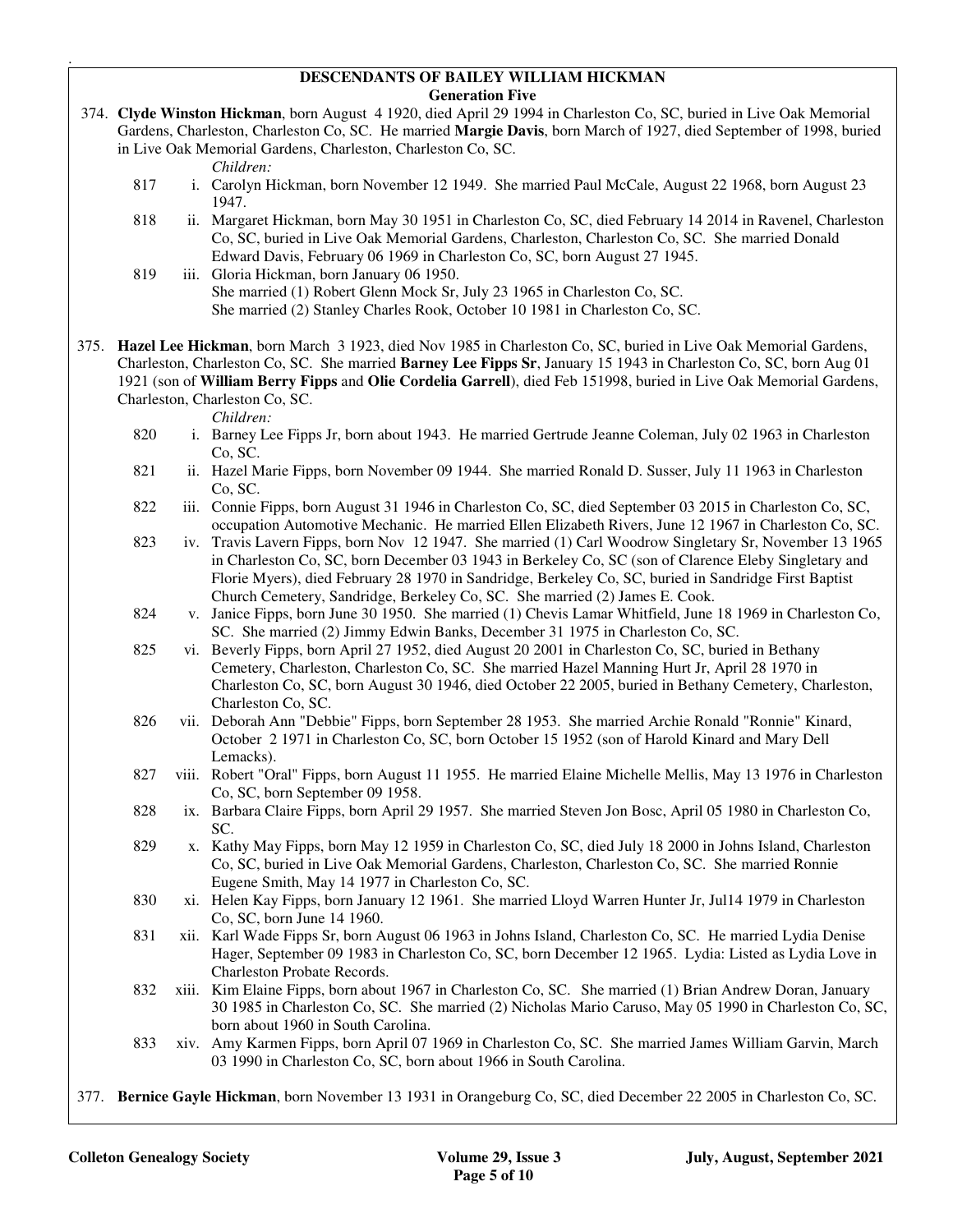## DESCENDANTS OF BAILEY WILLIAM HICKMAN

### Generation Five

374. **Clyde Winston Hickman**, born August 4 1920, died April 29 1994 in Charleston Co, SC, buried in Live Oak Memorial Gardens, Charleston, Charleston Co, SC. He married **Margie Davis**, born March of 1927, died September of 1998, buried in Live Oak Memorial Gardens, Charleston, Charleston Co, SC.

*Children:*

- 817 i. Carolyn Hickman, born November 12 1949. She married Paul McCale, August 22 1968, born August 23 1947.
- 818 ii. Margaret Hickman, born May 30 1951 in Charleston Co, SC, died February 14 2014 in Ravenel, Charleston Co, SC, buried in Live Oak Memorial Gardens, Charleston, Charleston Co, SC. She married Donald Edward Davis, February 06 1969 in Charleston Co, SC, born August 27 1945.
- 819 iii. Gloria Hickman, born January 06 1950.
  She married (1) Robert Glenn Mock Sr, July 23 1965 in Charleston Co, SC.
  She married (2) Stanley Charles Rook, October 10 1981 in Charleston Co, SC.

375. **Hazel Lee Hickman**, born March 3 1923, died Nov 1985 in Charleston Co, SC, buried in Live Oak Memorial Gardens, Charleston, Charleston Co, SC. She married **Barney Lee Fipps Sr**, January 15 1943 in Charleston Co, SC, born Aug 01 1921 (son of **William Berry Fipps** and **Olie Cordelia Garrell**), died Feb 151998, buried in Live Oak Memorial Gardens, Charleston, Charleston Co, SC.

*Children:*

- 820 i. Barney Lee Fipps Jr, born about 1943. He married Gertrude Jeanne Coleman, July 02 1963 in Charleston Co, SC.
- 821 ii. Hazel Marie Fipps, born November 09 1944. She married Ronald D. Susser, July 11 1963 in Charleston Co, SC.
- 822 iii. Connie Fipps, born August 31 1946 in Charleston Co, SC, died September 03 2015 in Charleston Co, SC, occupation Automotive Mechanic. He married Ellen Elizabeth Rivers, June 12 1967 in Charleston Co, SC.
- 823 iv. Travis Lavern Fipps, born Nov 12 1947. She married (1) Carl Woodrow Singletary Sr, November 13 1965 in Charleston Co, SC, born December 03 1943 in Berkeley Co, SC (son of Clarence Eleby Singletary and Florie Myers), died February 28 1970 in Sandridge, Berkeley Co, SC, buried in Sandridge First Baptist Church Cemetery, Sandridge, Berkeley Co, SC. She married (2) James E. Cook.
- 824 v. Janice Fipps, born June 30 1950. She married (1) Chevis Lamar Whitfield, June 18 1969 in Charleston Co, SC. She married (2) Jimmy Edwin Banks, December 31 1975 in Charleston Co, SC.
- 825 vi. Beverly Fipps, born April 27 1952, died August 20 2001 in Charleston Co, SC, buried in Bethany Cemetery, Charleston, Charleston Co, SC. She married Hazel Manning Hurt Jr, April 28 1970 in Charleston Co, SC, born August 30 1946, died October 22 2005, buried in Bethany Cemetery, Charleston, Charleston Co, SC.
- 826 vii. Deborah Ann "Debbie" Fipps, born September 28 1953. She married Archie Ronald "Ronnie" Kinard, October 2 1971 in Charleston Co, SC, born October 15 1952 (son of Harold Kinard and Mary Dell Lemacks).
- 827 viii. Robert "Oral" Fipps, born August 11 1955. He married Elaine Michelle Mellis, May 13 1976 in Charleston Co, SC, born September 09 1958.
- 828 ix. Barbara Claire Fipps, born April 29 1957. She married Steven Jon Bosc, April 05 1980 in Charleston Co, SC.
- 829 x. Kathy May Fipps, born May 12 1959 in Charleston Co, SC, died July 18 2000 in Johns Island, Charleston Co, SC, buried in Live Oak Memorial Gardens, Charleston, Charleston Co, SC. She married Ronnie Eugene Smith, May 14 1977 in Charleston Co, SC.
- 830 xi. Helen Kay Fipps, born January 12 1961. She married Lloyd Warren Hunter Jr, Jul14 1979 in Charleston Co, SC, born June 14 1960.
- 831 xii. Karl Wade Fipps Sr, born August 06 1963 in Johns Island, Charleston Co, SC. He married Lydia Denise Hager, September 09 1983 in Charleston Co, SC, born December 12 1965. Lydia: Listed as Lydia Love in Charleston Probate Records.
- 832 xiii. Kim Elaine Fipps, born about 1967 in Charleston Co, SC. She married (1) Brian Andrew Doran, January 30 1985 in Charleston Co, SC. She married (2) Nicholas Mario Caruso, May 05 1990 in Charleston Co, SC, born about 1960 in South Carolina.
- 833 xiv. Amy Karmen Fipps, born April 07 1969 in Charleston Co, SC. She married James William Garvin, March 03 1990 in Charleston Co, SC, born about 1966 in South Carolina.

377. **Bernice Gayle Hickman**, born November 13 1931 in Orangeburg Co, SC, died December 22 2005 in Charleston Co, SC.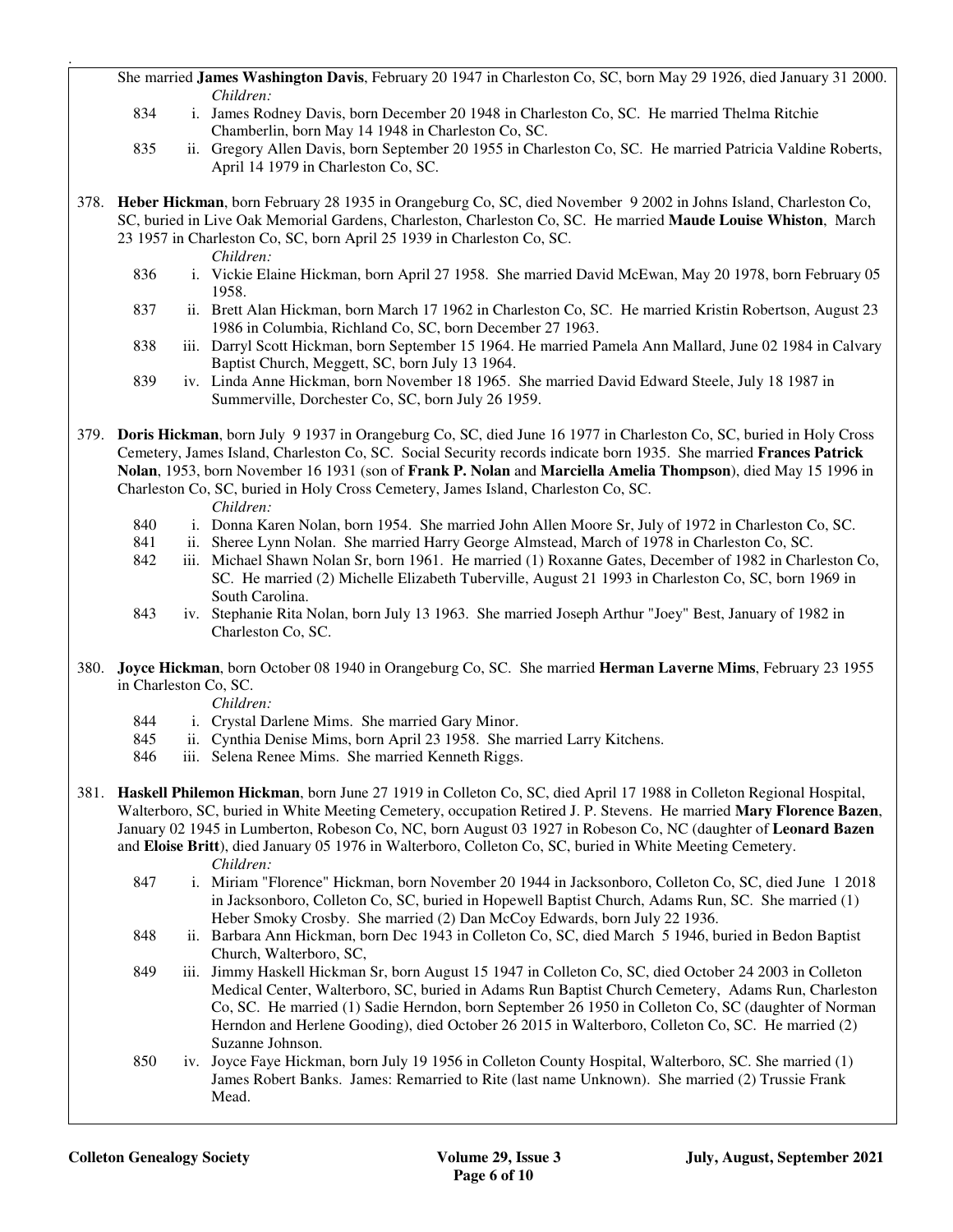She married **James Washington Davis**, February 20 1947 in Charleston Co, SC, born May 29 1926, died January 31 2000.

*Children:*

- 834 i. James Rodney Davis, born December 20 1948 in Charleston Co, SC. He married Thelma Ritchie Chamberlin, born May 14 1948 in Charleston Co, SC.
- 835 ii. Gregory Allen Davis, born September 20 1955 in Charleston Co, SC. He married Patricia Valdine Roberts, April 14 1979 in Charleston Co, SC.

378. **Heber Hickman**, born February 28 1935 in Orangeburg Co, SC, died November 9 2002 in Johns Island, Charleston Co, SC, buried in Live Oak Memorial Gardens, Charleston, Charleston Co, SC. He married **Maude Louise Whiston**, March 23 1957 in Charleston Co, SC, born April 25 1939 in Charleston Co, SC.

*Children:*

- 836 i. Vickie Elaine Hickman, born April 27 1958. She married David McEwan, May 20 1978, born February 05 1958.
- 837 ii. Brett Alan Hickman, born March 17 1962 in Charleston Co, SC. He married Kristin Robertson, August 23 1986 in Columbia, Richland Co, SC, born December 27 1963.
- 838 iii. Darryl Scott Hickman, born September 15 1964. He married Pamela Ann Mallard, June 02 1984 in Calvary Baptist Church, Meggett, SC, born July 13 1964.
- 839 iv. Linda Anne Hickman, born November 18 1965. She married David Edward Steele, July 18 1987 in Summerville, Dorchester Co, SC, born July 26 1959.

379. **Doris Hickman**, born July 9 1937 in Orangeburg Co, SC, died June 16 1977 in Charleston Co, SC, buried in Holy Cross Cemetery, James Island, Charleston Co, SC. Social Security records indicate born 1935. She married **Frances Patrick Nolan**, 1953, born November 16 1931 (son of **Frank P. Nolan** and **Marciella Amelia Thompson**), died May 15 1996 in Charleston Co, SC, buried in Holy Cross Cemetery, James Island, Charleston Co, SC.

*Children:*

- 840 i. Donna Karen Nolan, born 1954. She married John Allen Moore Sr, July of 1972 in Charleston Co, SC.
- 841 ii. Sheree Lynn Nolan. She married Harry George Almstead, March of 1978 in Charleston Co, SC.
- 842 iii. Michael Shawn Nolan Sr, born 1961. He married (1) Roxanne Gates, December of 1982 in Charleston Co, SC. He married (2) Michelle Elizabeth Tuberville, August 21 1993 in Charleston Co, SC, born 1969 in South Carolina.
- 843 iv. Stephanie Rita Nolan, born July 13 1963. She married Joseph Arthur "Joey" Best, January of 1982 in Charleston Co, SC.

380. **Joyce Hickman**, born October 08 1940 in Orangeburg Co, SC. She married **Herman Laverne Mims**, February 23 1955 in Charleston Co, SC.

*Children:*

- 844 i. Crystal Darlene Mims. She married Gary Minor.
- 845 ii. Cynthia Denise Mims, born April 23 1958. She married Larry Kitchens.
- 846 iii. Selena Renee Mims. She married Kenneth Riggs.

381. **Haskell Philemon Hickman**, born June 27 1919 in Colleton Co, SC, died April 17 1988 in Colleton Regional Hospital, Walterboro, SC, buried in White Meeting Cemetery, occupation Retired J. P. Stevens. He married **Mary Florence Bazen**, January 02 1945 in Lumberton, Robeson Co, NC, born August 03 1927 in Robeson Co, NC (daughter of **Leonard Bazen** and **Eloise Britt**), died January 05 1976 in Walterboro, Colleton Co, SC, buried in White Meeting Cemetery.

*Children:*

- 847 i. Miriam "Florence" Hickman, born November 20 1944 in Jacksonboro, Colleton Co, SC, died June 1 2018 in Jacksonboro, Colleton Co, SC, buried in Hopewell Baptist Church, Adams Run, SC. She married (1) Heber Smoky Crosby. She married (2) Dan McCoy Edwards, born July 22 1936.
- 848 ii. Barbara Ann Hickman, born Dec 1943 in Colleton Co, SC, died March 5 1946, buried in Bedon Baptist Church, Walterboro, SC,
- 849 iii. Jimmy Haskell Hickman Sr, born August 15 1947 in Colleton Co, SC, died October 24 2003 in Colleton Medical Center, Walterboro, SC, buried in Adams Run Baptist Church Cemetery, Adams Run, Charleston Co, SC. He married (1) Sadie Herndon, born September 26 1950 in Colleton Co, SC (daughter of Norman Herndon and Herlene Gooding), died October 26 2015 in Walterboro, Colleton Co, SC. He married (2) Suzanne Johnson.
- 850 iv. Joyce Faye Hickman, born July 19 1956 in Colleton County Hospital, Walterboro, SC. She married (1) James Robert Banks. James: Remarried to Rite (last name Unknown). She married (2) Trussie Frank Mead.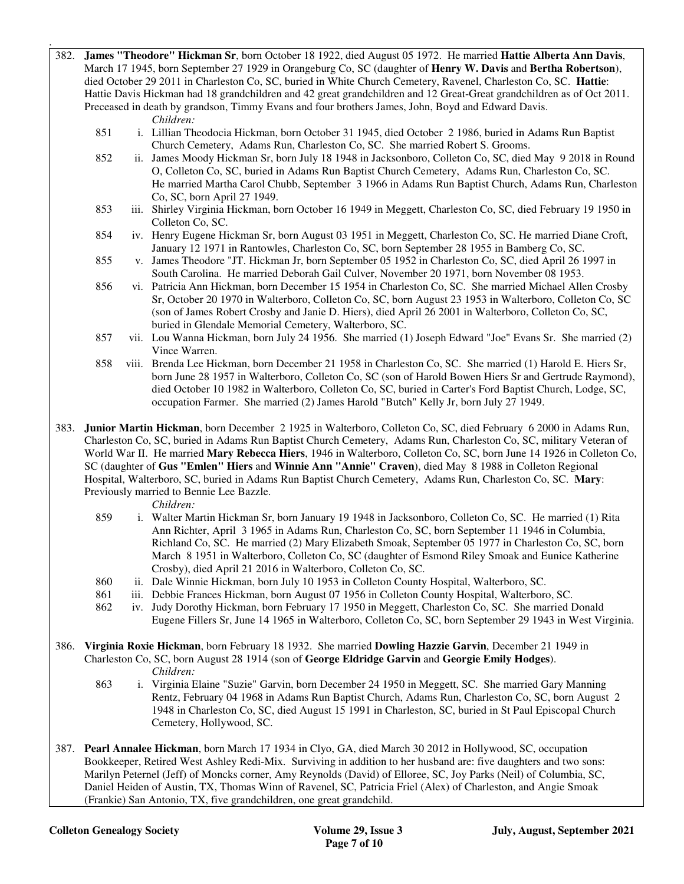382. **James "Theodore" Hickman Sr**, born October 18 1922, died August 05 1972. He married **Hattie Alberta Ann Davis**, March 17 1945, born September 27 1929 in Orangeburg Co, SC (daughter of **Henry W. Davis** and **Bertha Robertson**), died October 29 2011 in Charleston Co, SC, buried in White Church Cemetery, Ravenel, Charleston Co, SC. **Hattie**: Hattie Davis Hickman had 18 grandchildren and 42 great grandchildren and 12 Great-Great grandchildren as of Oct 2011. Preceased in death by grandson, Timmy Evans and four brothers James, John, Boyd and Edward Davis.

*Children:*

- 851 i. Lillian Theodocia Hickman, born October 31 1945, died October 2 1986, buried in Adams Run Baptist Church Cemetery, Adams Run, Charleston Co, SC. She married Robert S. Grooms.
- 852 ii. James Moody Hickman Sr, born July 18 1948 in Jacksonboro, Colleton Co, SC, died May 9 2018 in Round O, Colleton Co, SC, buried in Adams Run Baptist Church Cemetery, Adams Run, Charleston Co, SC. He married Martha Carol Chubb, September 3 1966 in Adams Run Baptist Church, Adams Run, Charleston Co, SC, born April 27 1949.
- 853 iii. Shirley Virginia Hickman, born October 16 1949 in Meggett, Charleston Co, SC, died February 19 1950 in Colleton Co, SC.
- 854 iv. Henry Eugene Hickman Sr, born August 03 1951 in Meggett, Charleston Co, SC. He married Diane Croft, January 12 1971 in Rantowles, Charleston Co, SC, born September 28 1955 in Bamberg Co, SC.
- 855 v. James Theodore "JT. Hickman Jr, born September 05 1952 in Charleston Co, SC, died April 26 1997 in South Carolina. He married Deborah Gail Culver, November 20 1971, born November 08 1953.
- 856 vi. Patricia Ann Hickman, born December 15 1954 in Charleston Co, SC. She married Michael Allen Crosby Sr, October 20 1970 in Walterboro, Colleton Co, SC, born August 23 1953 in Walterboro, Colleton Co, SC (son of James Robert Crosby and Janie D. Hiers), died April 26 2001 in Walterboro, Colleton Co, SC, buried in Glendale Memorial Cemetery, Walterboro, SC.
- 857 vii. Lou Wanna Hickman, born July 24 1956. She married (1) Joseph Edward "Joe" Evans Sr. She married (2) Vince Warren.
- 858 viii. Brenda Lee Hickman, born December 21 1958 in Charleston Co, SC. She married (1) Harold E. Hiers Sr, born June 28 1957 in Walterboro, Colleton Co, SC (son of Harold Bowen Hiers Sr and Gertrude Raymond), died October 10 1982 in Walterboro, Colleton Co, SC, buried in Carter's Ford Baptist Church, Lodge, SC, occupation Farmer. She married (2) James Harold "Butch" Kelly Jr, born July 27 1949.

383. **Junior Martin Hickman**, born December 2 1925 in Walterboro, Colleton Co, SC, died February 6 2000 in Adams Run, Charleston Co, SC, buried in Adams Run Baptist Church Cemetery, Adams Run, Charleston Co, SC, military Veteran of World War II. He married **Mary Rebecca Hiers**, 1946 in Walterboro, Colleton Co, SC, born June 14 1926 in Colleton Co, SC (daughter of **Gus "Emlen" Hiers** and **Winnie Ann "Annie" Craven**), died May 8 1988 in Colleton Regional Hospital, Walterboro, SC, buried in Adams Run Baptist Church Cemetery, Adams Run, Charleston Co, SC. **Mary**: Previously married to Bennie Lee Bazzle.

*Children:*

- 859 i. Walter Martin Hickman Sr, born January 19 1948 in Jacksonboro, Colleton Co, SC. He married (1) Rita Ann Richter, April 3 1965 in Adams Run, Charleston Co, SC, born September 11 1946 in Columbia, Richland Co, SC. He married (2) Mary Elizabeth Smoak, September 05 1977 in Charleston Co, SC, born March 8 1951 in Walterboro, Colleton Co, SC (daughter of Esmond Riley Smoak and Eunice Katherine Crosby), died April 21 2016 in Walterboro, Colleton Co, SC.
- 860 ii. Dale Winnie Hickman, born July 10 1953 in Colleton County Hospital, Walterboro, SC.
- 861 iii. Debbie Frances Hickman, born August 07 1956 in Colleton County Hospital, Walterboro, SC.
- 862 iv. Judy Dorothy Hickman, born February 17 1950 in Meggett, Charleston Co, SC. She married Donald Eugene Fillers Sr, June 14 1965 in Walterboro, Colleton Co, SC, born September 29 1943 in West Virginia.

386. **Virginia Roxie Hickman**, born February 18 1932. She married **Dowling Hazzie Garvin**, December 21 1949 in Charleston Co, SC, born August 28 1914 (son of **George Eldridge Garvin** and **Georgie Emily Hodges**).

*Children:*

- 863 i. Virginia Elaine "Suzie" Garvin, born December 24 1950 in Meggett, SC. She married Gary Manning Rentz, February 04 1968 in Adams Run Baptist Church, Adams Run, Charleston Co, SC, born August 2 1948 in Charleston Co, SC, died August 15 1991 in Charleston, SC, buried in St Paul Episcopal Church Cemetery, Hollywood, SC.

387. **Pearl Annalee Hickman**, born March 17 1934 in Clyo, GA, died March 30 2012 in Hollywood, SC, occupation Bookkeeper, Retired West Ashley Redi-Mix. Surviving in addition to her husband are: five daughters and two sons: Marilyn Peternel (Jeff) of Moncks corner, Amy Reynolds (David) of Elloree, SC, Joy Parks (Neil) of Columbia, SC, Daniel Heiden of Austin, TX, Thomas Winn of Ravenel, SC, Patricia Friel (Alex) of Charleston, and Angie Smoak (Frankie) San Antonio, TX, five grandchildren, one great grandchild.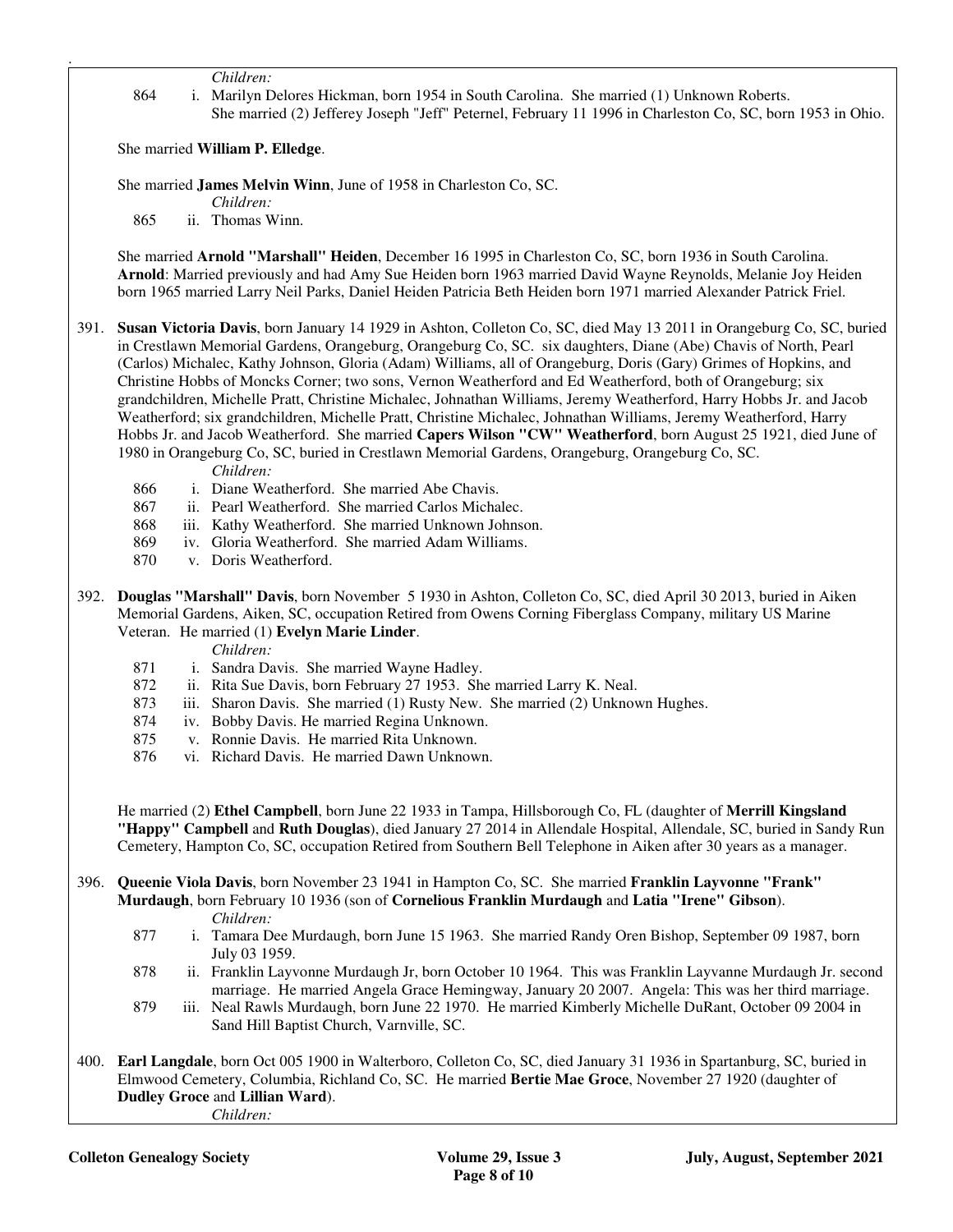*Children:*

864 i. Marilyn Delores Hickman, born 1954 in South Carolina. She married (1) Unknown Roberts. She married (2) Jefferey Joseph "Jeff" Peternel, February 11 1996 in Charleston Co, SC, born 1953 in Ohio.

She married **William P. Elledge**.

She married **James Melvin Winn**, June of 1958 in Charleston Co, SC.

*Children:*

865 ii. Thomas Winn.

She married **Arnold "Marshall" Heiden**, December 16 1995 in Charleston Co, SC, born 1936 in South Carolina. **Arnold**: Married previously and had Amy Sue Heiden born 1963 married David Wayne Reynolds, Melanie Joy Heiden born 1965 married Larry Neil Parks, Daniel Heiden Patricia Beth Heiden born 1971 married Alexander Patrick Friel.

391. **Susan Victoria Davis**, born January 14 1929 in Ashton, Colleton Co, SC, died May 13 2011 in Orangeburg Co, SC, buried in Crestlawn Memorial Gardens, Orangeburg, Orangeburg Co, SC. six daughters, Diane (Abe) Chavis of North, Pearl (Carlos) Michalec, Kathy Johnson, Gloria (Adam) Williams, all of Orangeburg, Doris (Gary) Grimes of Hopkins, and Christine Hobbs of Moncks Corner; two sons, Vernon Weatherford and Ed Weatherford, both of Orangeburg; six grandchildren, Michelle Pratt, Christine Michalec, Johnathan Williams, Jeremy Weatherford, Harry Hobbs Jr. and Jacob Weatherford; six grandchildren, Michelle Pratt, Christine Michalec, Johnathan Williams, Jeremy Weatherford, Harry Hobbs Jr. and Jacob Weatherford. She married **Capers Wilson "CW" Weatherford**, born August 25 1921, died June of 1980 in Orangeburg Co, SC, buried in Crestlawn Memorial Gardens, Orangeburg, Orangeburg Co, SC.

*Children:*

866 i. Diane Weatherford. She married Abe Chavis.
867 ii. Pearl Weatherford. She married Carlos Michalec.
868 iii. Kathy Weatherford. She married Unknown Johnson.
869 iv. Gloria Weatherford. She married Adam Williams.
870 v. Doris Weatherford.

392. **Douglas "Marshall" Davis**, born November 5 1930 in Ashton, Colleton Co, SC, died April 30 2013, buried in Aiken Memorial Gardens, Aiken, SC, occupation Retired from Owens Corning Fiberglass Company, military US Marine Veteran. He married (1) **Evelyn Marie Linder**.

*Children:*

871 i. Sandra Davis. She married Wayne Hadley.
872 ii. Rita Sue Davis, born February 27 1953. She married Larry K. Neal.
873 iii. Sharon Davis. She married (1) Rusty New. She married (2) Unknown Hughes.
874 iv. Bobby Davis. He married Regina Unknown.
875 v. Ronnie Davis. He married Rita Unknown.
876 vi. Richard Davis. He married Dawn Unknown.

He married (2) **Ethel Campbell**, born June 22 1933 in Tampa, Hillsborough Co, FL (daughter of **Merrill Kingsland "Happy" Campbell** and **Ruth Douglas**), died January 27 2014 in Allendale Hospital, Allendale, SC, buried in Sandy Run Cemetery, Hampton Co, SC, occupation Retired from Southern Bell Telephone in Aiken after 30 years as a manager.

396. **Queenie Viola Davis**, born November 23 1941 in Hampton Co, SC. She married **Franklin Layvonne "Frank" Murdaugh**, born February 10 1936 (son of **Cornelious Franklin Murdaugh** and **Latia "Irene" Gibson**).

*Children:*

877 i. Tamara Dee Murdaugh, born June 15 1963. She married Randy Oren Bishop, September 09 1987, born July 03 1959.
878 ii. Franklin Layvonne Murdaugh Jr, born October 10 1964. This was Franklin Layvanne Murdaugh Jr. second marriage. He married Angela Grace Hemingway, January 20 2007. Angela: This was her third marriage.
879 iii. Neal Rawls Murdaugh, born June 22 1970. He married Kimberly Michelle DuRant, October 09 2004 in Sand Hill Baptist Church, Varnville, SC.

400. **Earl Langdale**, born Oct 005 1900 in Walterboro, Colleton Co, SC, died January 31 1936 in Spartanburg, SC, buried in Elmwood Cemetery, Columbia, Richland Co, SC. He married **Bertie Mae Groce**, November 27 1920 (daughter of **Dudley Groce** and **Lillian Ward**).

*Children:*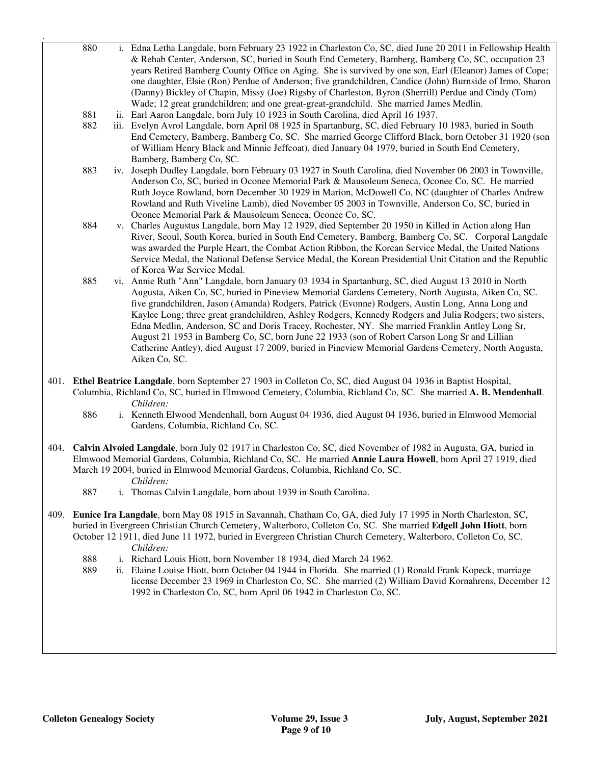880 i. Edna Letha Langdale, born February 23 1922 in Charleston Co, SC, died June 20 2011 in Fellowship Health & Rehab Center, Anderson, SC, buried in South End Cemetery, Bamberg, Bamberg Co, SC, occupation 23 years Retired Bamberg County Office on Aging. She is survived by one son, Earl (Eleanor) James of Cope; one daughter, Elsie (Ron) Perdue of Anderson; five grandchildren, Candice (John) Burnside of Irmo, Sharon (Danny) Bickley of Chapin, Missy (Joe) Rigsby of Charleston, Byron (Sherrill) Perdue and Cindy (Tom) Wade; 12 great grandchildren; and one great-great-grandchild. She married James Medlin.

881 ii. Earl Aaron Langdale, born July 10 1923 in South Carolina, died April 16 1937.

882 iii. Evelyn Avrol Langdale, born April 08 1925 in Spartanburg, SC, died February 10 1983, buried in South End Cemetery, Bamberg, Bamberg Co, SC. She married George Clifford Black, born October 31 1920 (son of William Henry Black and Minnie Jeffcoat), died January 04 1979, buried in South End Cemetery, Bamberg, Bamberg Co, SC.

883 iv. Joseph Dudley Langdale, born February 03 1927 in South Carolina, died November 06 2003 in Townville, Anderson Co, SC, buried in Oconee Memorial Park & Mausoleum Seneca, Oconee Co, SC. He married Ruth Joyce Rowland, born December 30 1929 in Marion, McDowell Co, NC (daughter of Charles Andrew Rowland and Ruth Viveline Lamb), died November 05 2003 in Townville, Anderson Co, SC, buried in Oconee Memorial Park & Mausoleum Seneca, Oconee Co, SC.

884 v. Charles Augustus Langdale, born May 12 1929, died September 20 1950 in Killed in Action along Han River, Seoul, South Korea, buried in South End Cemetery, Bamberg, Bamberg Co, SC. Corporal Langdale was awarded the Purple Heart, the Combat Action Ribbon, the Korean Service Medal, the United Nations Service Medal, the National Defense Service Medal, the Korean Presidential Unit Citation and the Republic of Korea War Service Medal.

885 vi. Annie Ruth "Ann" Langdale, born January 03 1934 in Spartanburg, SC, died August 13 2010 in North Augusta, Aiken Co, SC, buried in Pineview Memorial Gardens Cemetery, North Augusta, Aiken Co, SC. five grandchildren, Jason (Amanda) Rodgers, Patrick (Evonne) Rodgers, Austin Long, Anna Long and Kaylee Long; three great grandchildren, Ashley Rodgers, Kennedy Rodgers and Julia Rodgers; two sisters, Edna Medlin, Anderson, SC and Doris Tracey, Rochester, NY. She married Franklin Antley Long Sr, August 21 1953 in Bamberg Co, SC, born June 22 1933 (son of Robert Carson Long Sr and Lillian Catherine Antley), died August 17 2009, buried in Pineview Memorial Gardens Cemetery, North Augusta, Aiken Co, SC.

401. **Ethel Beatrice Langdale**, born September 27 1903 in Colleton Co, SC, died August 04 1936 in Baptist Hospital, Columbia, Richland Co, SC, buried in Elmwood Cemetery, Columbia, Richland Co, SC. She married **A. B. Mendenhall**.

*Children:*

886 i. Kenneth Elwood Mendenhall, born August 04 1936, died August 04 1936, buried in Elmwood Memorial Gardens, Columbia, Richland Co, SC.

404. **Calvin Alvoied Langdale**, born July 02 1917 in Charleston Co, SC, died November of 1982 in Augusta, GA, buried in Elmwood Memorial Gardens, Columbia, Richland Co, SC. He married **Annie Laura Howell**, born April 27 1919, died March 19 2004, buried in Elmwood Memorial Gardens, Columbia, Richland Co, SC.

*Children:*

887 i. Thomas Calvin Langdale, born about 1939 in South Carolina.

409. **Eunice Ira Langdale**, born May 08 1915 in Savannah, Chatham Co, GA, died July 17 1995 in North Charleston, SC, buried in Evergreen Christian Church Cemetery, Walterboro, Colleton Co, SC. She married **Edgell John Hiott**, born October 12 1911, died June 11 1972, buried in Evergreen Christian Church Cemetery, Walterboro, Colleton Co, SC.

*Children:*

888 i. Richard Louis Hiott, born November 18 1934, died March 24 1962.

889 ii. Elaine Louise Hiott, born October 04 1944 in Florida. She married (1) Ronald Frank Kopeck, marriage license December 23 1969 in Charleston Co, SC. She married (2) William David Kornahrens, December 12 1992 in Charleston Co, SC, born April 06 1942 in Charleston Co, SC.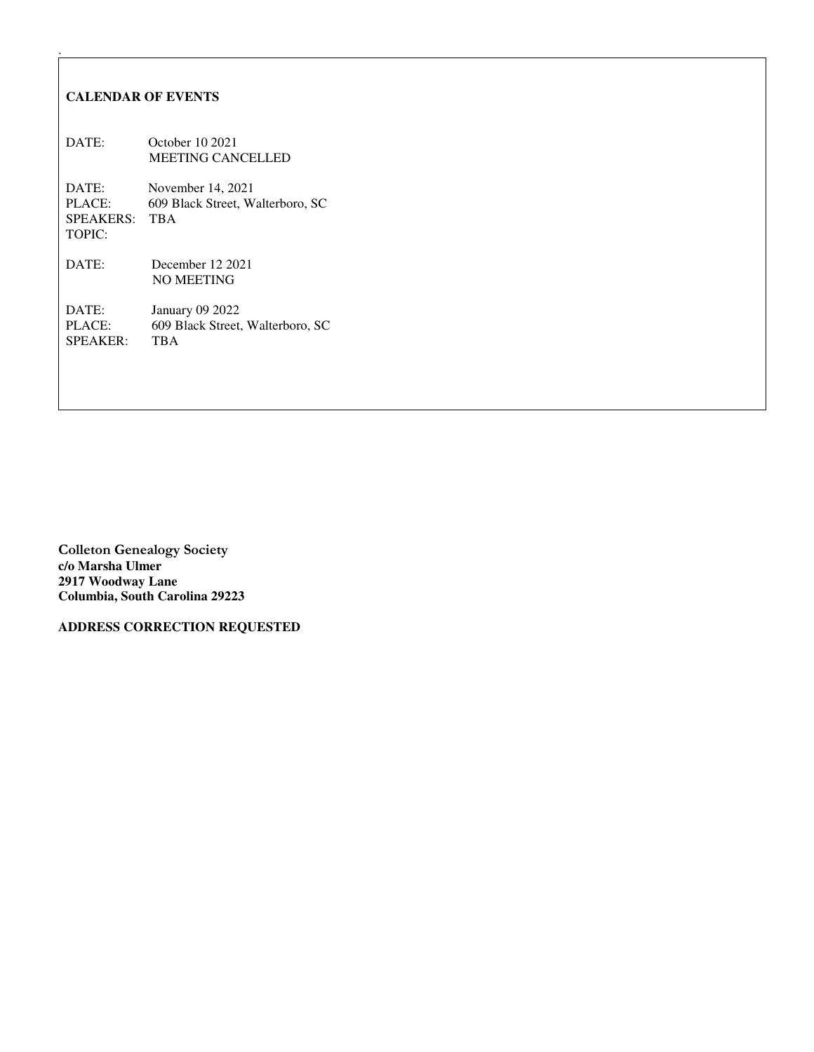**CALENDAR OF EVENTS**

| | |
|---|---|
| DATE: | October 10 2021<br>MEETING CANCELLED |
| DATE: | November 14, 2021 |
| PLACE: | 609 Black Street, Walterboro, SC |
| SPEAKERS: | TBA |
| TOPIC: | |
| DATE: | December 12 2021<br>NO MEETING |
| DATE: | January 09 2022 |
| PLACE: | 609 Black Street, Walterboro, SC |
| SPEAKER: | TBA |

**Colleton Genealogy Society**
**c/o Marsha Ulmer**
**2917 Woodway Lane**
**Columbia, South Carolina 29223**

**ADDRESS CORRECTION REQUESTED**